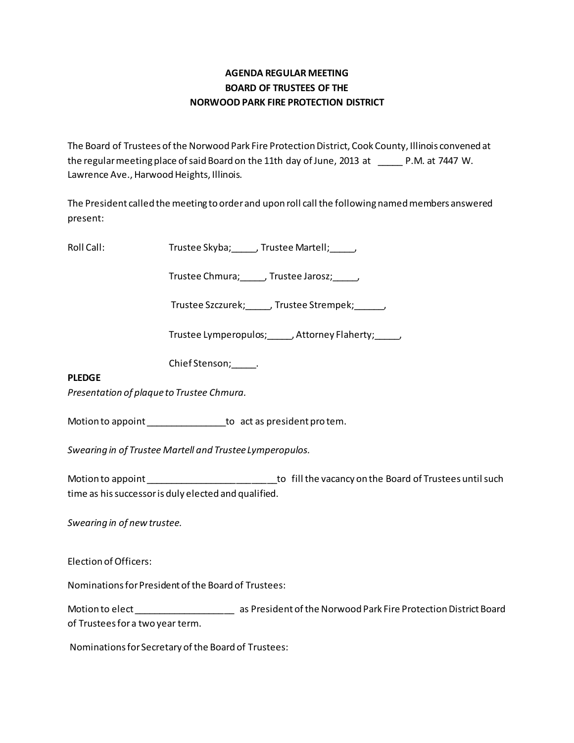**AGENDA REGULAR MEETING**
**BOARD OF TRUSTEES OF THE**
**NORWOOD PARK FIRE PROTECTION DISTRICT**

The Board of Trustees of the Norwood Park Fire Protection District, Cook County, Illinois convened at the regular meeting place of said Board on the 11th day of June, 2013 at _____ P.M. at 7447 W. Lawrence Ave., Harwood Heights, Illinois.

The President called the meeting to order and upon roll call the following named members answered present:

Roll Call: Trustee Skyba;_____, Trustee Martell;_____,

Trustee Chmura;_____, Trustee Jarosz;_____,

Trustee Szczurek;_____, Trustee Strempek;______,

Trustee Lymperopulos;_____, Attorney Flaherty;_____,

Chief Stenson;_____.

**PLEDGE**

*Presentation of plaque to Trustee Chmura.*

Motion to appoint _______________ to act as president pro tem.

*Swearing in of Trustee Martell and Trustee Lymperopulos.*

Motion to appoint ________________________ to fill the vacancy on the Board of Trustees until such time as his successor is duly elected and qualified.

*Swearing in of new trustee.*

Election of Officers:

Nominations for President of the Board of Trustees:

Motion to elect ___________________ as President of the Norwood Park Fire Protection District Board of Trustees for a two year term.

Nominations for Secretary of the Board of Trustees: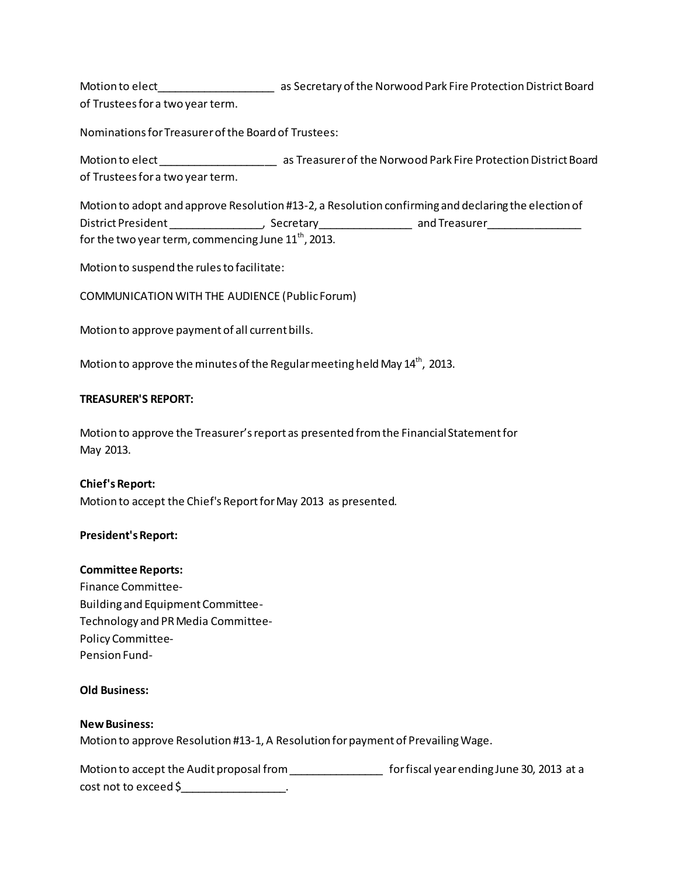Motion to elect___________________ as Secretary of the Norwood Park Fire Protection District Board of Trustees for a two year term.

Nominations for Treasurer of the Board of Trustees:

Motion to elect___________________ as Treasurer of the Norwood Park Fire Protection District Board of Trustees for a two year term.

Motion to adopt and approve Resolution #13-2, a Resolution confirming and declaring the election of District President _______________, Secretary_______________ and Treasurer_______________ for the two year term, commencing June 11th, 2013.

Motion to suspend the rules to facilitate:

COMMUNICATION WITH THE AUDIENCE (Public Forum)

Motion to approve payment of all current bills.

Motion to approve the minutes of the Regular meeting held May 14th, 2013.

**TREASURER'S REPORT:**

Motion to approve the Treasurer's report as presented from the Financial Statement for May 2013.

**Chief's Report:**
Motion to accept the Chief's Report for May 2013 as presented.

**President's Report:**

**Committee Reports:**
Finance Committee-
Building and Equipment Committee-
Technology and PR Media Committee-
Policy Committee-
Pension Fund-

**Old Business:**

**New Business:**
Motion to approve Resolution #13-1, A Resolution for payment of Prevailing Wage.

Motion to accept the Audit proposal from _______________ for fiscal year ending June 30, 2013 at a cost not to exceed $_________________.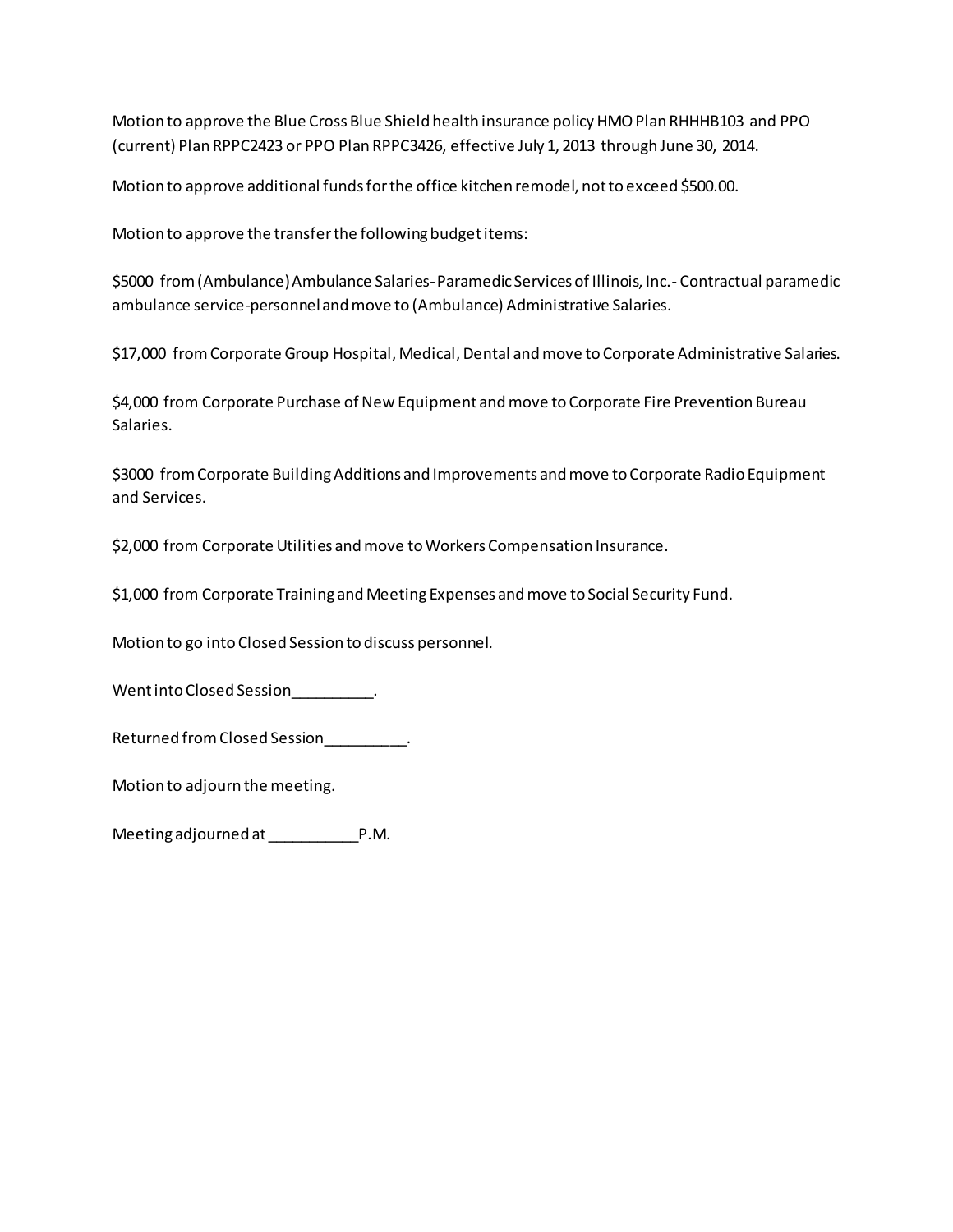Motion to approve the Blue Cross Blue Shield health insurance policy HMO Plan RHHHB103 and PPO (current) Plan RPPC2423 or PPO Plan RPPC3426, effective July 1, 2013 through June 30, 2014.

Motion to approve additional funds for the office kitchen remodel, not to exceed $500.00.

Motion to approve the transfer the following budget items:

$5000 from (Ambulance) Ambulance Salaries- Paramedic Services of Illinois, Inc.- Contractual paramedic ambulance service-personnel and move to (Ambulance) Administrative Salaries.

$17,000 from Corporate Group Hospital, Medical, Dental and move to Corporate Administrative Salaries.

$4,000 from Corporate Purchase of New Equipment and move to Corporate Fire Prevention Bureau Salaries.

$3000 from Corporate Building Additions and Improvements and move to Corporate Radio Equipment and Services.

$2,000 from Corporate Utilities and move to Workers Compensation Insurance.

$1,000 from Corporate Training and Meeting Expenses and move to Social Security Fund.

Motion to go into Closed Session to discuss personnel.

Went into Closed Session_________.

Returned from Closed Session_________.

Motion to adjourn the meeting.

Meeting adjourned at __________P.M.